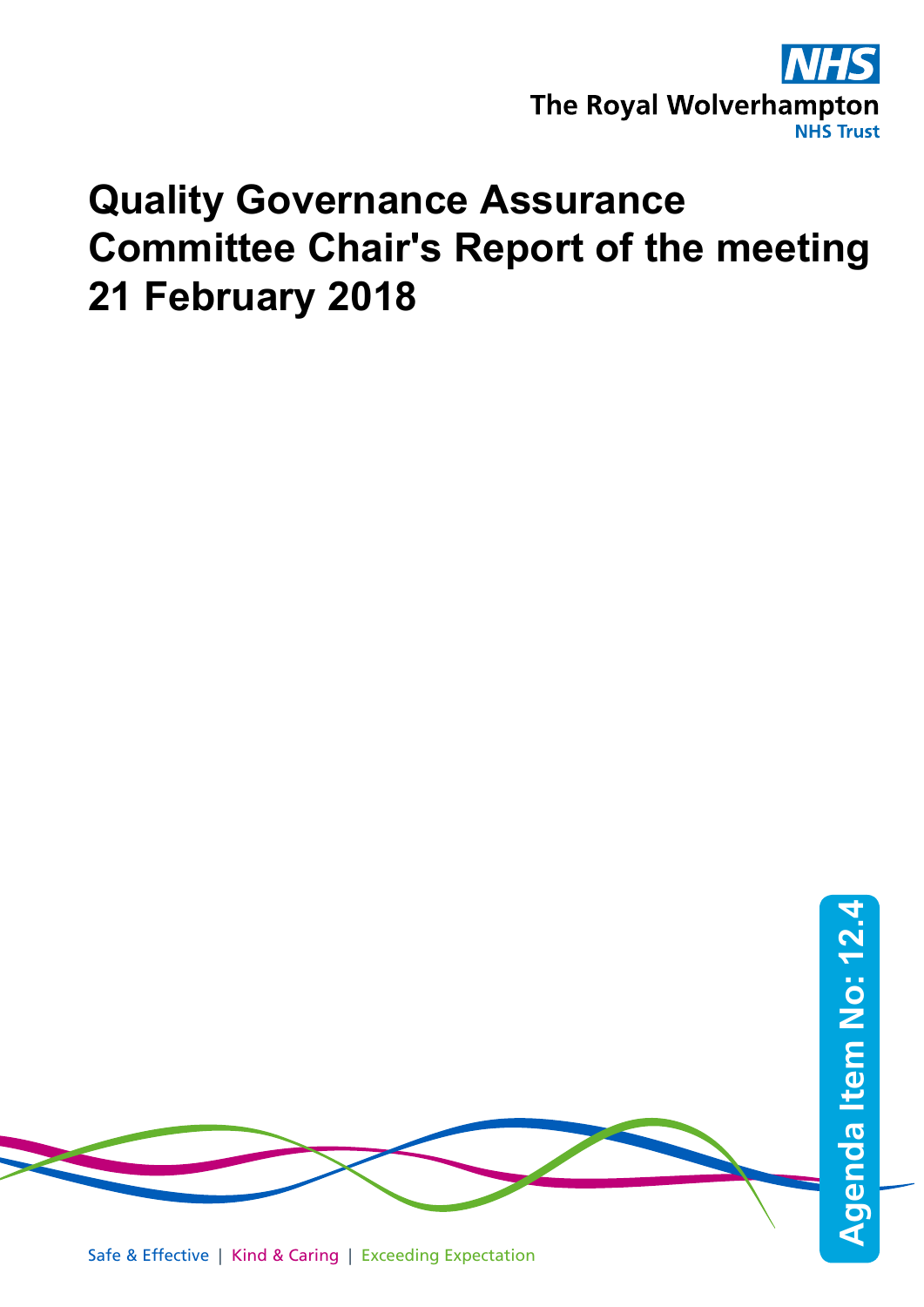The Royal Wolverhampton NHS Trust

# Quality Governance Assurance Committee Chair's Report of the meeting 21 February 2018

Agenda Item No: 12.4

Safe & Effective | Kind & Caring | Exceeding Expectation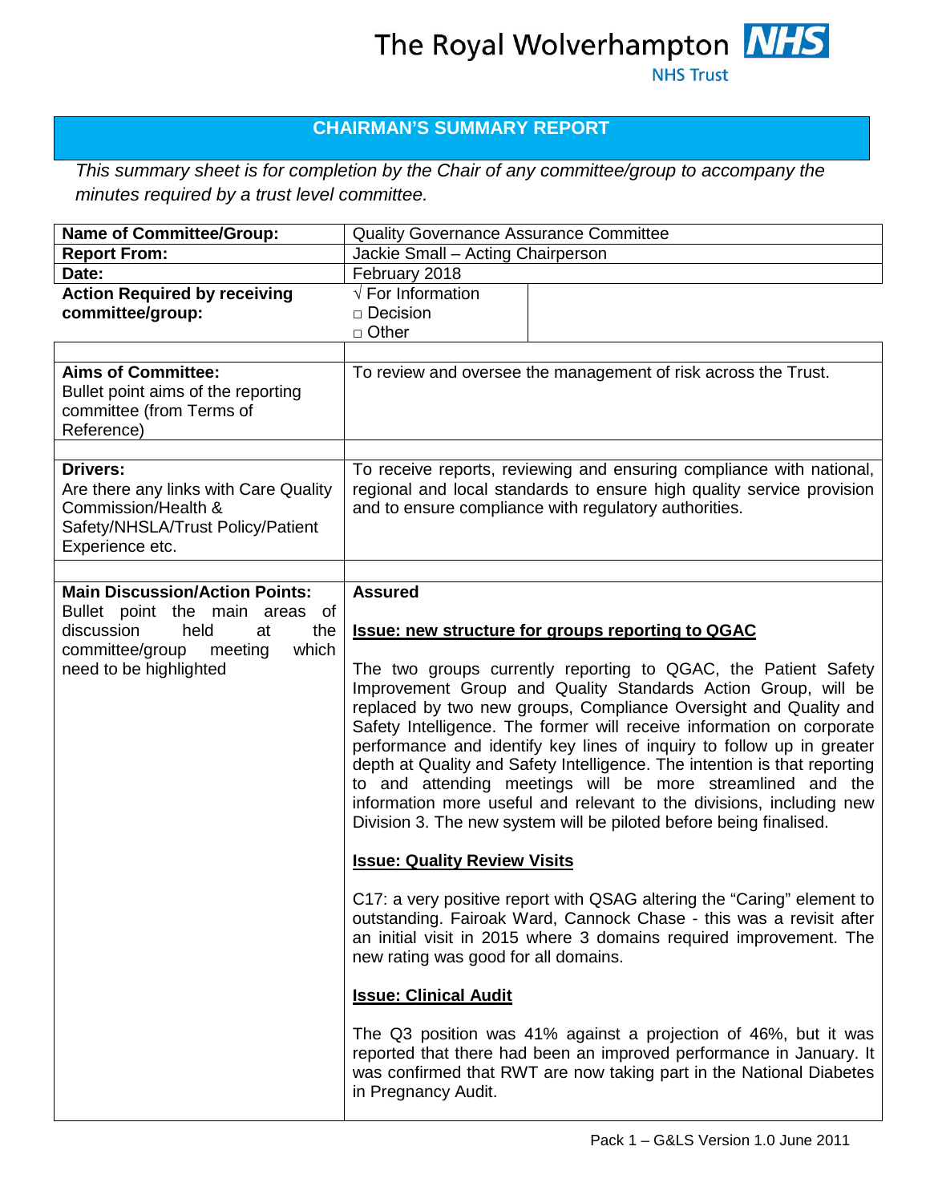The Royal Wolverhampton **NHS**

NHS Trust

## CHAIRMAN'S SUMMARY REPORT

*This summary sheet is for completion by the Chair of any committee/group to accompany the minutes required by a trust level committee.*

| | |
|---|---|
| **Name of Committee/Group:** | Quality Governance Assurance Committee |
| **Report From:** | Jackie Small – Acting Chairperson |
| **Date:** | February 2018 |
| **Action Required by receiving committee/group:** | √ For Information<br>□ Decision<br>□ Other |
| | |
| **Aims of Committee:**<br>Bullet point aims of the reporting committee (from Terms of Reference) | To review and oversee the management of risk across the Trust. |
| | |
| **Drivers:**<br>Are there any links with Care Quality Commission/Health & Safety/NHSLA/Trust Policy/Patient Experience etc. | To receive reports, reviewing and ensuring compliance with national, regional and local standards to ensure high quality service provision and to ensure compliance with regulatory authorities. |
| | |
| **Main Discussion/Action Points:**<br>Bullet point the main areas of discussion held at the committee/group meeting which need to be highlighted | **Assured**<br><br>**Issue: new structure for groups reporting to QGAC**<br><br>The two groups currently reporting to QGAC, the Patient Safety Improvement Group and Quality Standards Action Group, will be replaced by two new groups, Compliance Oversight and Quality and Safety Intelligence. The former will receive information on corporate performance and identify key lines of inquiry to follow up in greater depth at Quality and Safety Intelligence. The intention is that reporting to and attending meetings will be more streamlined and the information more useful and relevant to the divisions, including new Division 3. The new system will be piloted before being finalised.<br><br>**Issue: Quality Review Visits**<br><br>C17: a very positive report with QSAG altering the "Caring" element to outstanding. Fairoak Ward, Cannock Chase - this was a revisit after an initial visit in 2015 where 3 domains required improvement. The new rating was good for all domains.<br><br>**Issue: Clinical Audit**<br><br>The Q3 position was 41% against a projection of 46%, but it was reported that there had been an improved performance in January. It was confirmed that RWT are now taking part in the National Diabetes in Pregnancy Audit. |

Pack 1 – G&LS Version 1.0 June 2011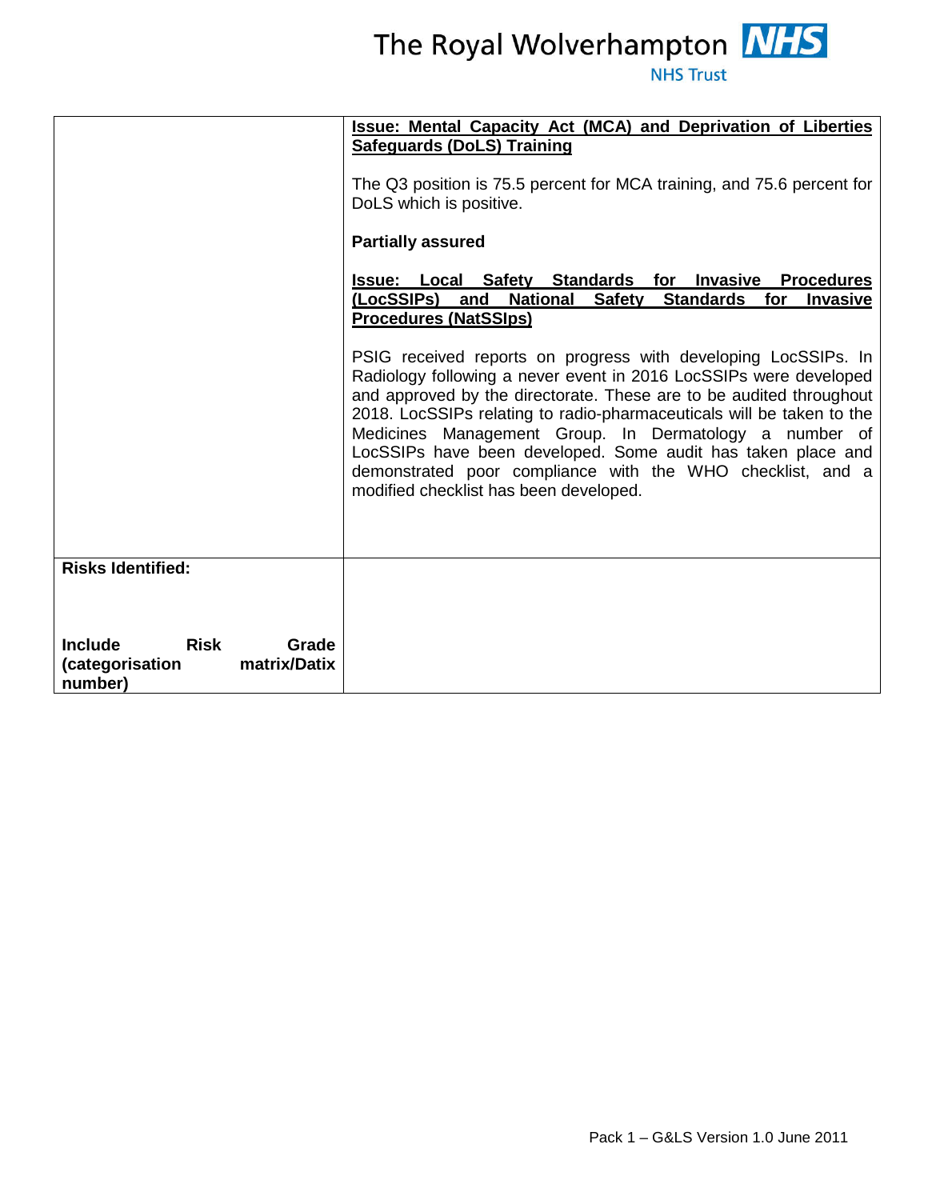| | |
|---|---|
| | **Issue: Mental Capacity Act (MCA) and Deprivation of Liberties Safeguards (DoLS) Training**<br><br>The Q3 position is 75.5 percent for MCA training, and 75.6 percent for DoLS which is positive.<br><br>**Partially assured**<br><br>**Issue: Local Safety Standards for Invasive Procedures (LocSSIPs) and National Safety Standards for Invasive Procedures (NatSSIps)**<br><br>PSIG received reports on progress with developing LocSSIPs. In Radiology following a never event in 2016 LocSSIPs were developed and approved by the directorate. These are to be audited throughout 2018. LocSSIPs relating to radio-pharmaceuticals will be taken to the Medicines Management Group. In Dermatology a number of LocSSIPs have been developed. Some audit has taken place and demonstrated poor compliance with the WHO checklist, and a modified checklist has been developed. |
| **Risks Identified:**<br><br>**Include Risk Grade (categorisation matrix/Datix number)** | |